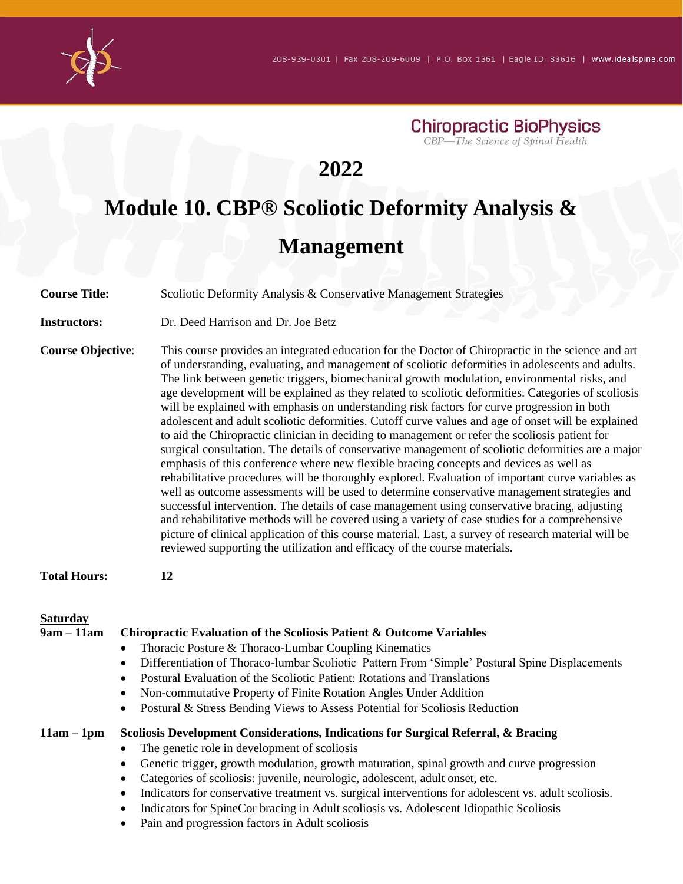208-939-0301 | Fax 208-209-6009 | P.O. Box 1361 | Eagle ID, 83616 | www.idealspine.com

**Chiropractic BioPhysics**
*CBP—The Science of Spinal Health*

# 2022

# Module 10. CBP® Scoliotic Deformity Analysis & Management

**Course Title:** Scoliotic Deformity Analysis & Conservative Management Strategies

**Instructors:** Dr. Deed Harrison and Dr. Joe Betz

**Course Objective:** This course provides an integrated education for the Doctor of Chiropractic in the science and art of understanding, evaluating, and management of scoliotic deformities in adolescents and adults. The link between genetic triggers, biomechanical growth modulation, environmental risks, and age development will be explained as they related to scoliotic deformities. Categories of scoliosis will be explained with emphasis on understanding risk factors for curve progression in both adolescent and adult scoliotic deformities. Cutoff curve values and age of onset will be explained to aid the Chiropractic clinician in deciding to management or refer the scoliosis patient for surgical consultation. The details of conservative management of scoliotic deformities are a major emphasis of this conference where new flexible bracing concepts and devices as well as rehabilitative procedures will be thoroughly explored. Evaluation of important curve variables as well as outcome assessments will be used to determine conservative management strategies and successful intervention. The details of case management using conservative bracing, adjusting and rehabilitative methods will be covered using a variety of case studies for a comprehensive picture of clinical application of this course material. Last, a survey of research material will be reviewed supporting the utilization and efficacy of the course materials.

**Total Hours:** **12**

## Saturday

**9am – 11am** **Chiropractic Evaluation of the Scoliosis Patient & Outcome Variables**

- Thoracic Posture & Thoraco-Lumbar Coupling Kinematics
- Differentiation of Thoraco-lumbar Scoliotic Pattern From 'Simple' Postural Spine Displacements
- Postural Evaluation of the Scoliotic Patient: Rotations and Translations
- Non-commutative Property of Finite Rotation Angles Under Addition
- Postural & Stress Bending Views to Assess Potential for Scoliosis Reduction

**11am – 1pm** **Scoliosis Development Considerations, Indications for Surgical Referral, & Bracing**

- The genetic role in development of scoliosis
- Genetic trigger, growth modulation, growth maturation, spinal growth and curve progression
- Categories of scoliosis: juvenile, neurologic, adolescent, adult onset, etc.
- Indicators for conservative treatment vs. surgical interventions for adolescent vs. adult scoliosis.
- Indicators for SpineCor bracing in Adult scoliosis vs. Adolescent Idiopathic Scoliosis
- Pain and progression factors in Adult scoliosis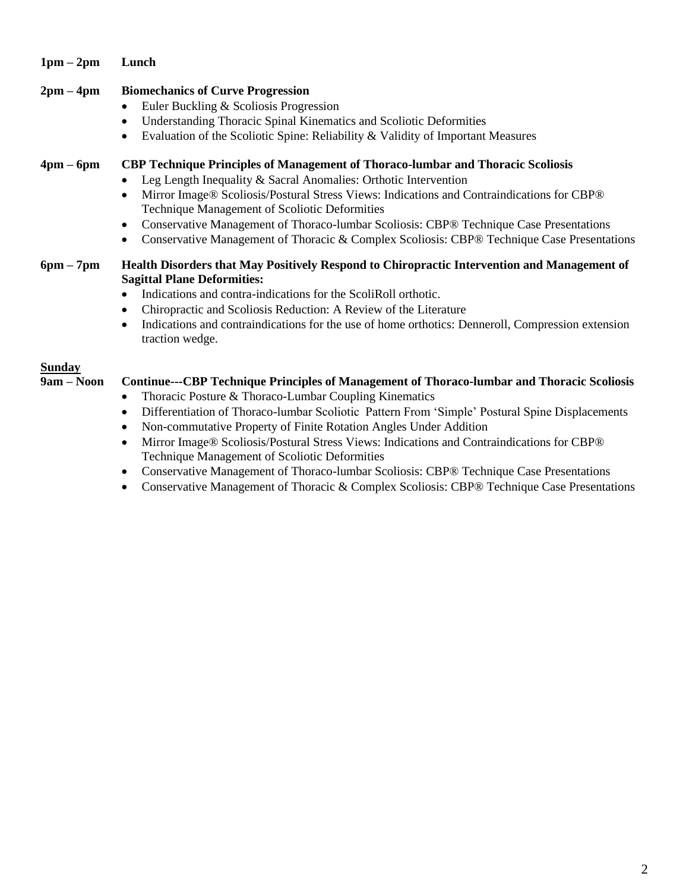**1pm – 2pm** **Lunch**

**2pm – 4pm** **Biomechanics of Curve Progression**

- Euler Buckling & Scoliosis Progression
- Understanding Thoracic Spinal Kinematics and Scoliotic Deformities
- Evaluation of the Scoliotic Spine: Reliability & Validity of Important Measures

**4pm – 6pm** **CBP Technique Principles of Management of Thoraco-lumbar and Thoracic Scoliosis**

- Leg Length Inequality & Sacral Anomalies: Orthotic Intervention
- Mirror Image® Scoliosis/Postural Stress Views: Indications and Contraindications for CBP® Technique Management of Scoliotic Deformities
- Conservative Management of Thoraco-lumbar Scoliosis: CBP® Technique Case Presentations
- Conservative Management of Thoracic & Complex Scoliosis: CBP® Technique Case Presentations

**6pm – 7pm** **Health Disorders that May Positively Respond to Chiropractic Intervention and Management of Sagittal Plane Deformities:**

- Indications and contra-indications for the ScoliRoll orthotic.
- Chiropractic and Scoliosis Reduction: A Review of the Literature
- Indications and contraindications for the use of home orthotics: Denneroll, Compression extension traction wedge.

**Sunday**

**9am – Noon** **Continue---CBP Technique Principles of Management of Thoraco-lumbar and Thoracic Scoliosis**

- Thoracic Posture & Thoraco-Lumbar Coupling Kinematics
- Differentiation of Thoraco-lumbar Scoliotic Pattern From 'Simple' Postural Spine Displacements
- Non-commutative Property of Finite Rotation Angles Under Addition
- Mirror Image® Scoliosis/Postural Stress Views: Indications and Contraindications for CBP® Technique Management of Scoliotic Deformities
- Conservative Management of Thoraco-lumbar Scoliosis: CBP® Technique Case Presentations
- Conservative Management of Thoracic & Complex Scoliosis: CBP® Technique Case Presentations